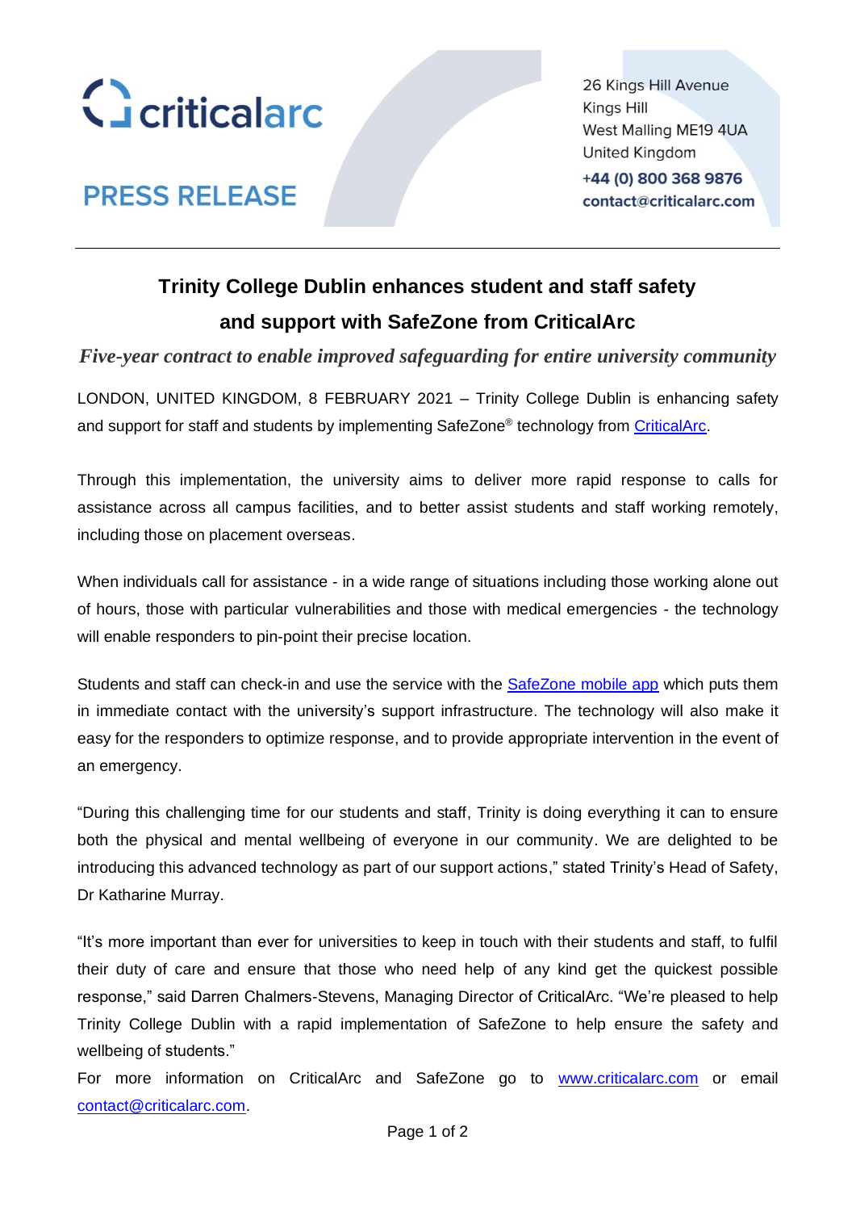criticalarc

**PRESS RELEASE**

26 Kings Hill Avenue
Kings Hill
West Malling ME19 4UA
United Kingdom
**+44 (0) 800 368 9876**
**contact@criticalarc.com**

---

# Trinity College Dublin enhances student and staff safety and support with SafeZone from CriticalArc

***Five-year contract to enable improved safeguarding for entire university community***

LONDON, UNITED KINGDOM, 8 FEBRUARY 2021 – Trinity College Dublin is enhancing safety and support for staff and students by implementing SafeZone® technology from [CriticalArc](www.criticalarc.com).

Through this implementation, the university aims to deliver more rapid response to calls for assistance across all campus facilities, and to better assist students and staff working remotely, including those on placement overseas.

When individuals call for assistance - in a wide range of situations including those working alone out of hours, those with particular vulnerabilities and those with medical emergencies - the technology will enable responders to pin-point their precise location.

Students and staff can check-in and use the service with the [SafeZone mobile app](www.criticalarc.com) which puts them in immediate contact with the university's support infrastructure. The technology will also make it easy for the responders to optimize response, and to provide appropriate intervention in the event of an emergency.

"During this challenging time for our students and staff, Trinity is doing everything it can to ensure both the physical and mental wellbeing of everyone in our community. We are delighted to be introducing this advanced technology as part of our support actions," stated Trinity's Head of Safety, Dr Katharine Murray.

"It's more important than ever for universities to keep in touch with their students and staff, to fulfil their duty of care and ensure that those who need help of any kind get the quickest possible response," said Darren Chalmers-Stevens, Managing Director of CriticalArc. "We're pleased to help Trinity College Dublin with a rapid implementation of SafeZone to help ensure the safety and wellbeing of students."

For more information on CriticalArc and SafeZone go to [www.criticalarc.com](www.criticalarc.com) or email [contact@criticalarc.com](mailto:contact@criticalarc.com).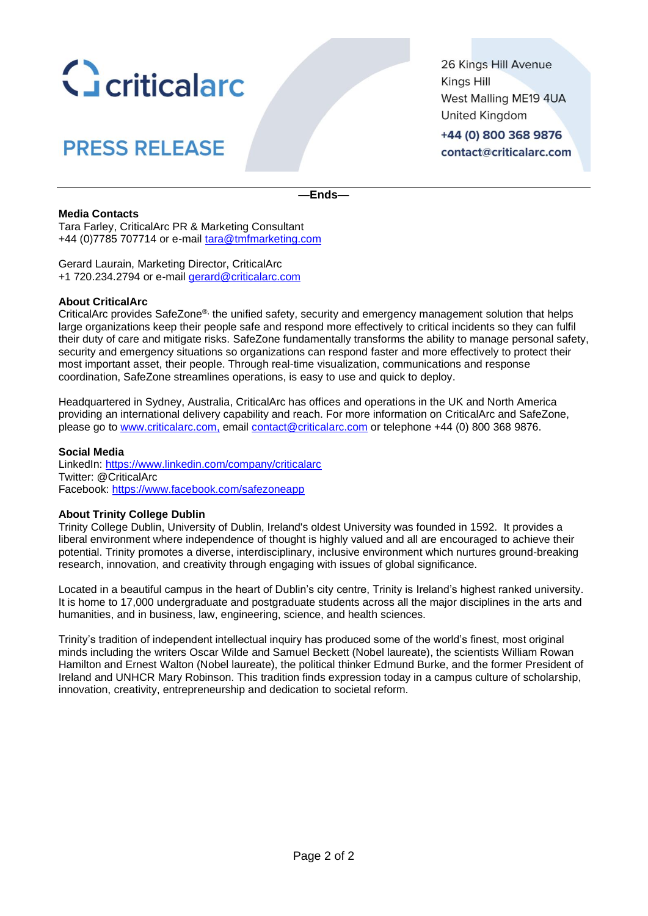# PRESS RELEASE

26 Kings Hill Avenue
Kings Hill
West Malling ME19 4UA
United Kingdom
**+44 (0) 800 368 9876**
**contact@criticalarc.com**

**—Ends—**

**Media Contacts**
Tara Farley, CriticalArc PR & Marketing Consultant
+44 (0)7785 707714 or e-mail tara@tmfmarketing.com

Gerard Laurain, Marketing Director, CriticalArc
+1 720.234.2794 or e-mail gerard@criticalarc.com

**About CriticalArc**
CriticalArc provides SafeZone®, the unified safety, security and emergency management solution that helps large organizations keep their people safe and respond more effectively to critical incidents so they can fulfil their duty of care and mitigate risks. SafeZone fundamentally transforms the ability to manage personal safety, security and emergency situations so organizations can respond faster and more effectively to protect their most important asset, their people. Through real-time visualization, communications and response coordination, SafeZone streamlines operations, is easy to use and quick to deploy.

Headquartered in Sydney, Australia, CriticalArc has offices and operations in the UK and North America providing an international delivery capability and reach. For more information on CriticalArc and SafeZone, please go to www.criticalarc.com, email contact@criticalarc.com or telephone +44 (0) 800 368 9876.

**Social Media**
LinkedIn: https://www.linkedin.com/company/criticalarc
Twitter: @CriticalArc
Facebook: https://www.facebook.com/safezoneapp

**About Trinity College Dublin**
Trinity College Dublin, University of Dublin, Ireland's oldest University was founded in 1592. It provides a liberal environment where independence of thought is highly valued and all are encouraged to achieve their potential. Trinity promotes a diverse, interdisciplinary, inclusive environment which nurtures ground-breaking research, innovation, and creativity through engaging with issues of global significance.

Located in a beautiful campus in the heart of Dublin's city centre, Trinity is Ireland's highest ranked university. It is home to 17,000 undergraduate and postgraduate students across all the major disciplines in the arts and humanities, and in business, law, engineering, science, and health sciences.

Trinity's tradition of independent intellectual inquiry has produced some of the world's finest, most original minds including the writers Oscar Wilde and Samuel Beckett (Nobel laureate), the scientists William Rowan Hamilton and Ernest Walton (Nobel laureate), the political thinker Edmund Burke, and the former President of Ireland and UNHCR Mary Robinson. This tradition finds expression today in a campus culture of scholarship, innovation, creativity, entrepreneurship and dedication to societal reform.